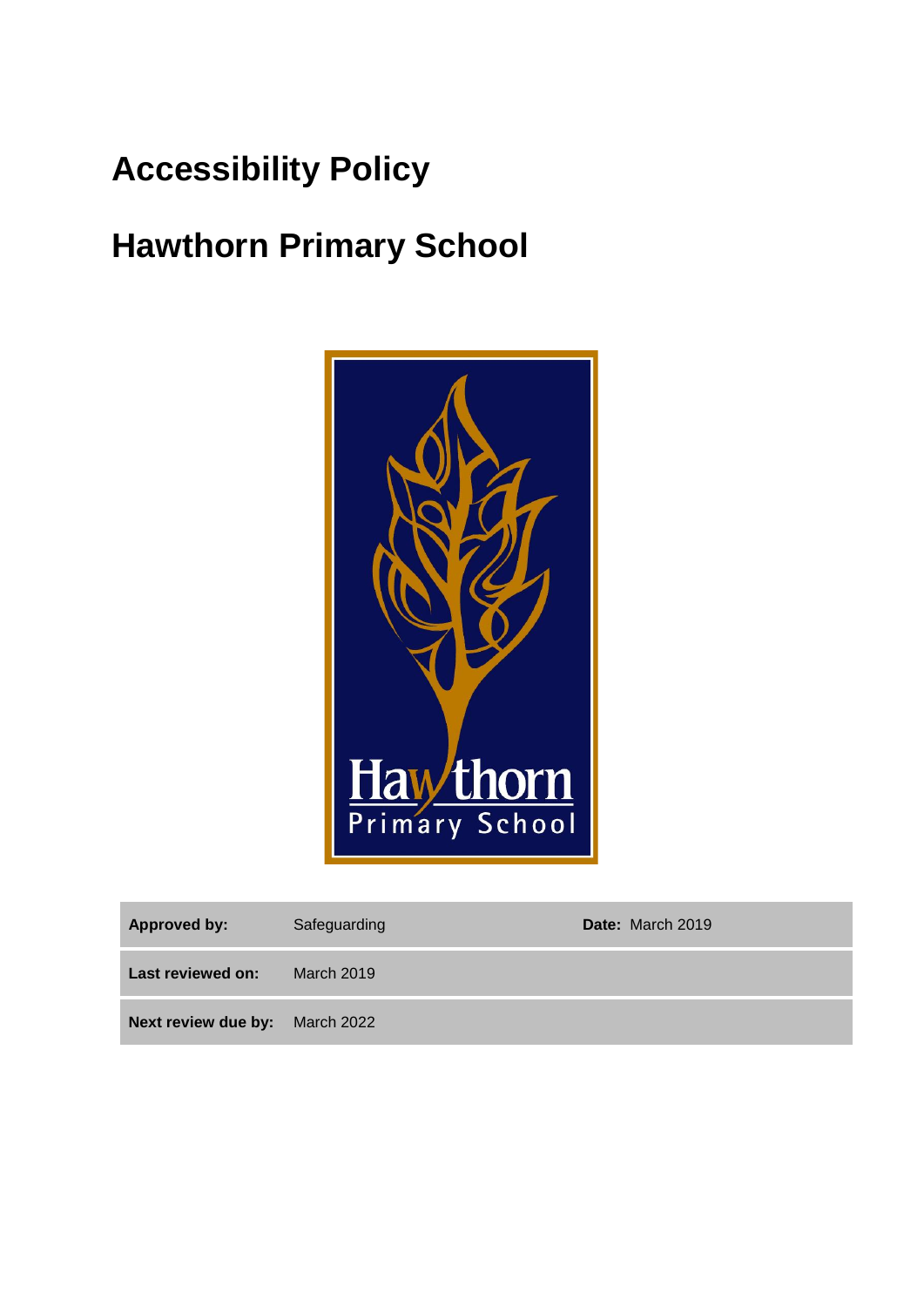# Accessibility Policy

# Hawthorn Primary School

| | | | |
|---|---|---|---|
| **Approved by:** | Safeguarding | **Date:** March 2019 | |
| **Last reviewed on:** | March 2019 | | |
| **Next review due by:** | March 2022 | | |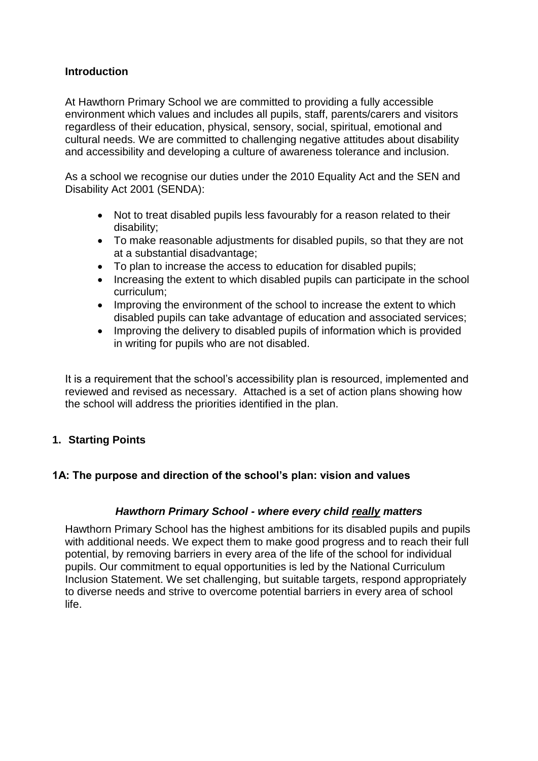## Introduction

At Hawthorn Primary School we are committed to providing a fully accessible environment which values and includes all pupils, staff, parents/carers and visitors regardless of their education, physical, sensory, social, spiritual, emotional and cultural needs. We are committed to challenging negative attitudes about disability and accessibility and developing a culture of awareness tolerance and inclusion.

As a school we recognise our duties under the 2010 Equality Act and the SEN and Disability Act 2001 (SENDA):

- Not to treat disabled pupils less favourably for a reason related to their disability;
- To make reasonable adjustments for disabled pupils, so that they are not at a substantial disadvantage;
- To plan to increase the access to education for disabled pupils;
- Increasing the extent to which disabled pupils can participate in the school curriculum;
- Improving the environment of the school to increase the extent to which disabled pupils can take advantage of education and associated services;
- Improving the delivery to disabled pupils of information which is provided in writing for pupils who are not disabled.

It is a requirement that the school's accessibility plan is resourced, implemented and reviewed and revised as necessary. Attached is a set of action plans showing how the school will address the priorities identified in the plan.

## 1. Starting Points

### 1A: The purpose and direction of the school's plan: vision and values

***Hawthorn Primary School - where every child <u>really</u> matters***

Hawthorn Primary School has the highest ambitions for its disabled pupils and pupils with additional needs. We expect them to make good progress and to reach their full potential, by removing barriers in every area of the life of the school for individual pupils. Our commitment to equal opportunities is led by the National Curriculum Inclusion Statement. We set challenging, but suitable targets, respond appropriately to diverse needs and strive to overcome potential barriers in every area of school life.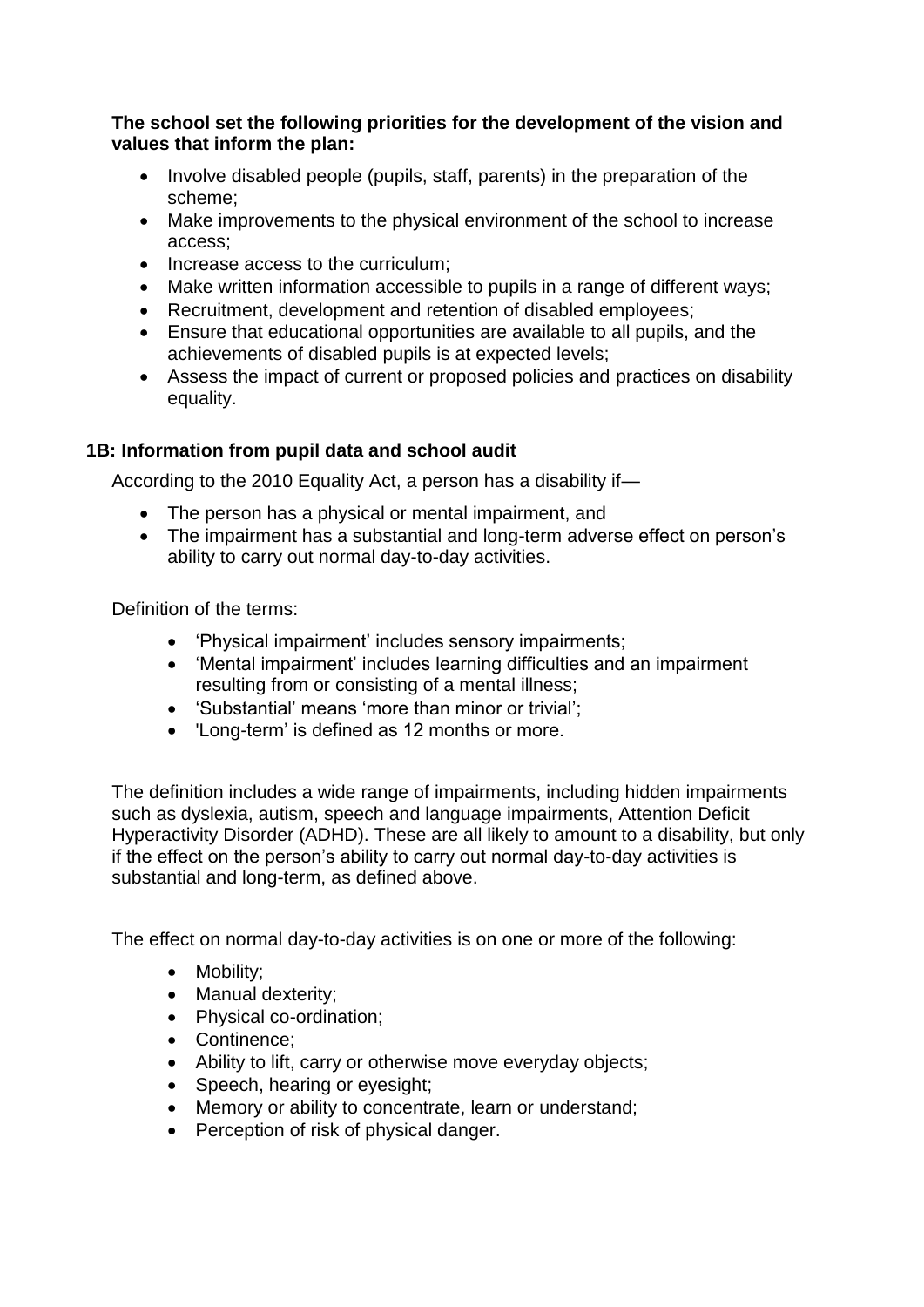**The school set the following priorities for the development of the vision and values that inform the plan:**

- Involve disabled people (pupils, staff, parents) in the preparation of the scheme;
- Make improvements to the physical environment of the school to increase access;
- Increase access to the curriculum;
- Make written information accessible to pupils in a range of different ways;
- Recruitment, development and retention of disabled employees;
- Ensure that educational opportunities are available to all pupils, and the achievements of disabled pupils is at expected levels;
- Assess the impact of current or proposed policies and practices on disability equality.

## 1B: Information from pupil data and school audit

According to the 2010 Equality Act, a person has a disability if—

- The person has a physical or mental impairment, and
- The impairment has a substantial and long-term adverse effect on person's ability to carry out normal day-to-day activities.

Definition of the terms:

- 'Physical impairment' includes sensory impairments;
- 'Mental impairment' includes learning difficulties and an impairment resulting from or consisting of a mental illness;
- 'Substantial' means 'more than minor or trivial';
- 'Long-term' is defined as 12 months or more.

The definition includes a wide range of impairments, including hidden impairments such as dyslexia, autism, speech and language impairments, Attention Deficit Hyperactivity Disorder (ADHD). These are all likely to amount to a disability, but only if the effect on the person's ability to carry out normal day-to-day activities is substantial and long-term, as defined above.

The effect on normal day-to-day activities is on one or more of the following:

- Mobility;
- Manual dexterity;
- Physical co-ordination;
- Continence;
- Ability to lift, carry or otherwise move everyday objects;
- Speech, hearing or eyesight;
- Memory or ability to concentrate, learn or understand;
- Perception of risk of physical danger.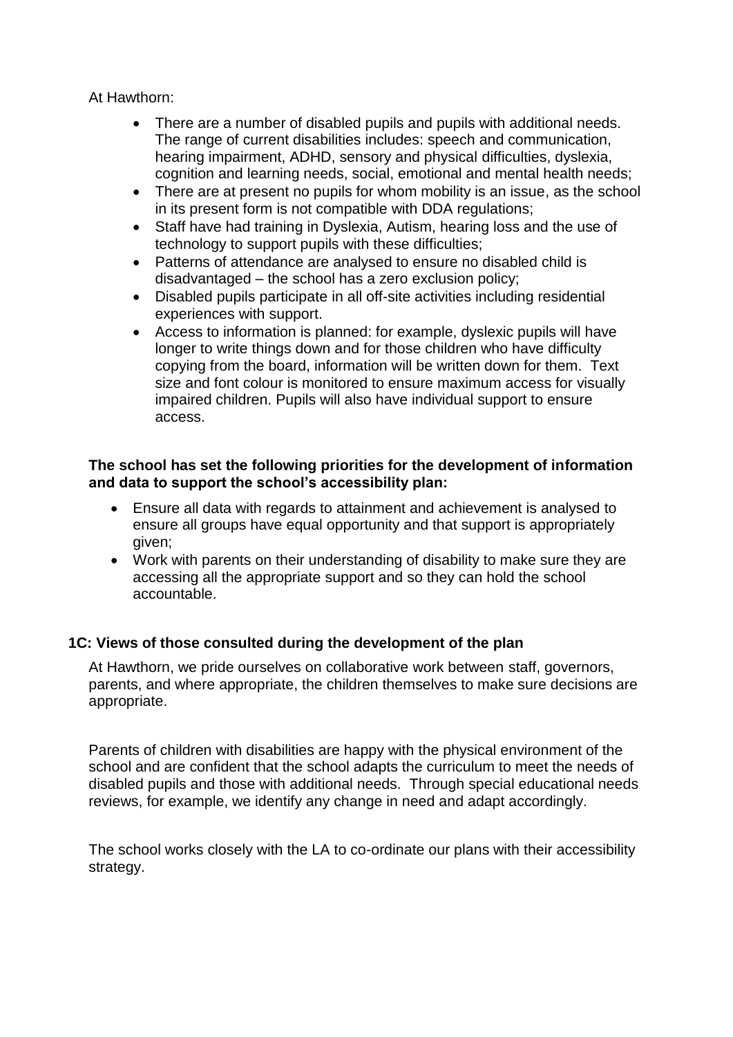At Hawthorn:

- There are a number of disabled pupils and pupils with additional needs. The range of current disabilities includes: speech and communication, hearing impairment, ADHD, sensory and physical difficulties, dyslexia, cognition and learning needs, social, emotional and mental health needs;
- There are at present no pupils for whom mobility is an issue, as the school in its present form is not compatible with DDA regulations;
- Staff have had training in Dyslexia, Autism, hearing loss and the use of technology to support pupils with these difficulties;
- Patterns of attendance are analysed to ensure no disabled child is disadvantaged – the school has a zero exclusion policy;
- Disabled pupils participate in all off-site activities including residential experiences with support.
- Access to information is planned: for example, dyslexic pupils will have longer to write things down and for those children who have difficulty copying from the board, information will be written down for them. Text size and font colour is monitored to ensure maximum access for visually impaired children. Pupils will also have individual support to ensure access.

**The school has set the following priorities for the development of information and data to support the school's accessibility plan:**

- Ensure all data with regards to attainment and achievement is analysed to ensure all groups have equal opportunity and that support is appropriately given;
- Work with parents on their understanding of disability to make sure they are accessing all the appropriate support and so they can hold the school accountable.

### 1C: Views of those consulted during the development of the plan

At Hawthorn, we pride ourselves on collaborative work between staff, governors, parents, and where appropriate, the children themselves to make sure decisions are appropriate.

Parents of children with disabilities are happy with the physical environment of the school and are confident that the school adapts the curriculum to meet the needs of disabled pupils and those with additional needs. Through special educational needs reviews, for example, we identify any change in need and adapt accordingly.

The school works closely with the LA to co-ordinate our plans with their accessibility strategy.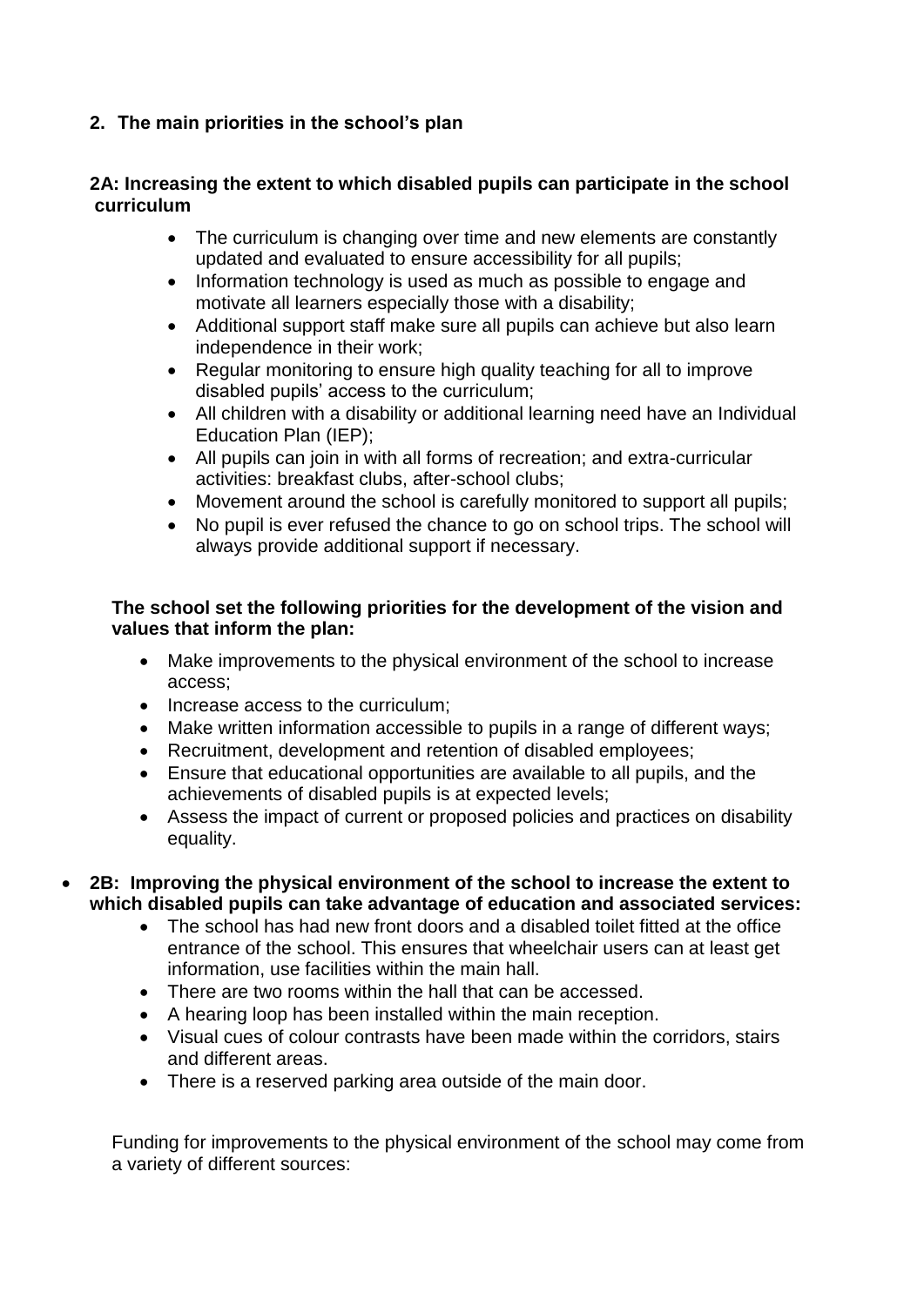## 2. The main priorities in the school's plan

### 2A: Increasing the extent to which disabled pupils can participate in the school curriculum

- The curriculum is changing over time and new elements are constantly updated and evaluated to ensure accessibility for all pupils;
- Information technology is used as much as possible to engage and motivate all learners especially those with a disability;
- Additional support staff make sure all pupils can achieve but also learn independence in their work;
- Regular monitoring to ensure high quality teaching for all to improve disabled pupils' access to the curriculum;
- All children with a disability or additional learning need have an Individual Education Plan (IEP);
- All pupils can join in with all forms of recreation; and extra-curricular activities: breakfast clubs, after-school clubs;
- Movement around the school is carefully monitored to support all pupils;
- No pupil is ever refused the chance to go on school trips. The school will always provide additional support if necessary.

**The school set the following priorities for the development of the vision and values that inform the plan:**

- Make improvements to the physical environment of the school to increase access;
- Increase access to the curriculum;
- Make written information accessible to pupils in a range of different ways;
- Recruitment, development and retention of disabled employees;
- Ensure that educational opportunities are available to all pupils, and the achievements of disabled pupils is at expected levels;
- Assess the impact of current or proposed policies and practices on disability equality.

- **2B: Improving the physical environment of the school to increase the extent to which disabled pupils can take advantage of education and associated services:**
  - The school has had new front doors and a disabled toilet fitted at the office entrance of the school. This ensures that wheelchair users can at least get information, use facilities within the main hall.
  - There are two rooms within the hall that can be accessed.
  - A hearing loop has been installed within the main reception.
  - Visual cues of colour contrasts have been made within the corridors, stairs and different areas.
  - There is a reserved parking area outside of the main door.

Funding for improvements to the physical environment of the school may come from a variety of different sources: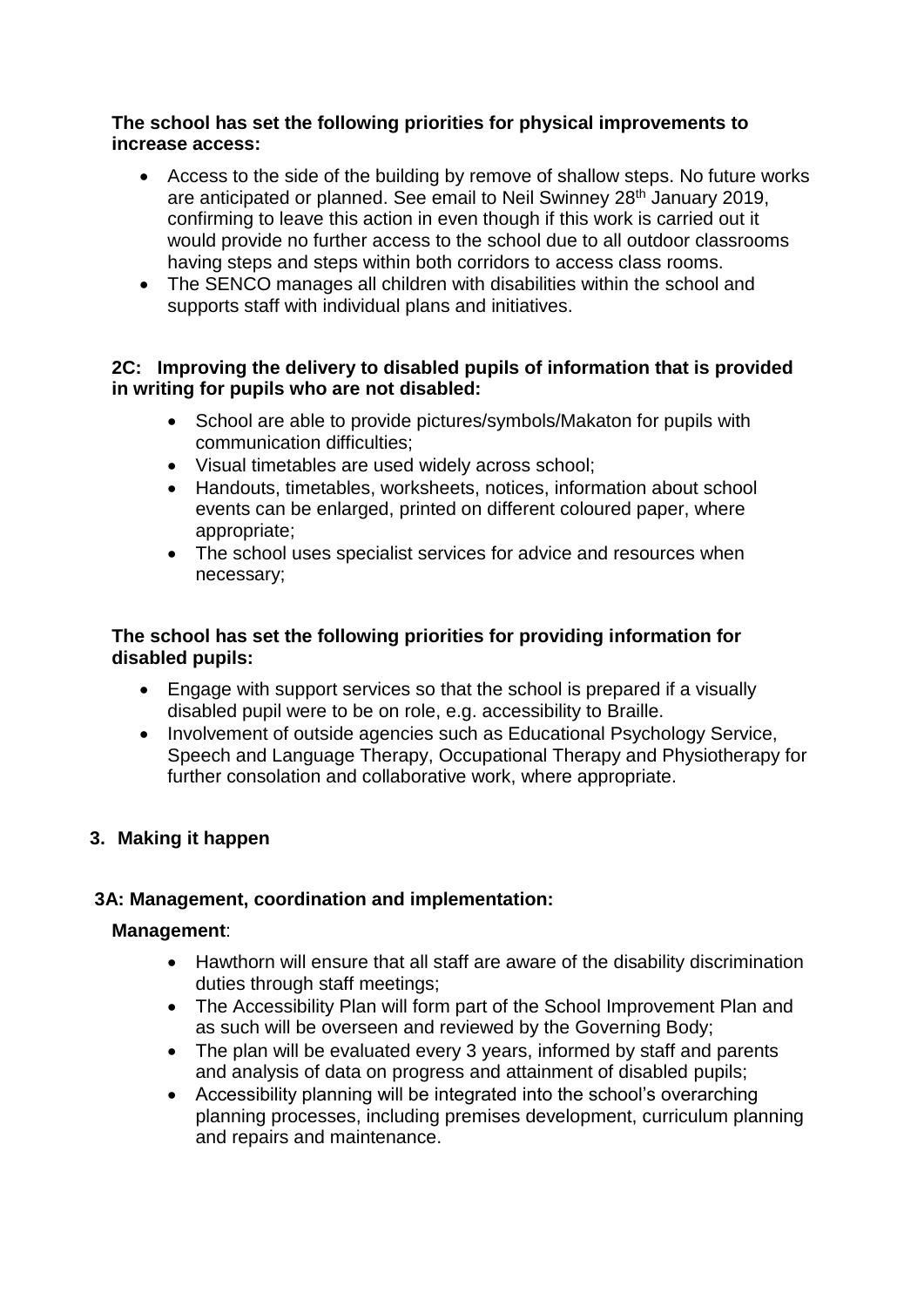**The school has set the following priorities for physical improvements to increase access:**

- Access to the side of the building by remove of shallow steps. No future works are anticipated or planned. See email to Neil Swinney 28th January 2019, confirming to leave this action in even though if this work is carried out it would provide no further access to the school due to all outdoor classrooms having steps and steps within both corridors to access class rooms.
- The SENCO manages all children with disabilities within the school and supports staff with individual plans and initiatives.

**2C: Improving the delivery to disabled pupils of information that is provided in writing for pupils who are not disabled:**

- School are able to provide pictures/symbols/Makaton for pupils with communication difficulties;
- Visual timetables are used widely across school;
- Handouts, timetables, worksheets, notices, information about school events can be enlarged, printed on different coloured paper, where appropriate;
- The school uses specialist services for advice and resources when necessary;

**The school has set the following priorities for providing information for disabled pupils:**

- Engage with support services so that the school is prepared if a visually disabled pupil were to be on role, e.g. accessibility to Braille.
- Involvement of outside agencies such as Educational Psychology Service, Speech and Language Therapy, Occupational Therapy and Physiotherapy for further consolation and collaborative work, where appropriate.

## 3. Making it happen

### 3A: Management, coordination and implementation:

**Management**:

- Hawthorn will ensure that all staff are aware of the disability discrimination duties through staff meetings;
- The Accessibility Plan will form part of the School Improvement Plan and as such will be overseen and reviewed by the Governing Body;
- The plan will be evaluated every 3 years, informed by staff and parents and analysis of data on progress and attainment of disabled pupils;
- Accessibility planning will be integrated into the school's overarching planning processes, including premises development, curriculum planning and repairs and maintenance.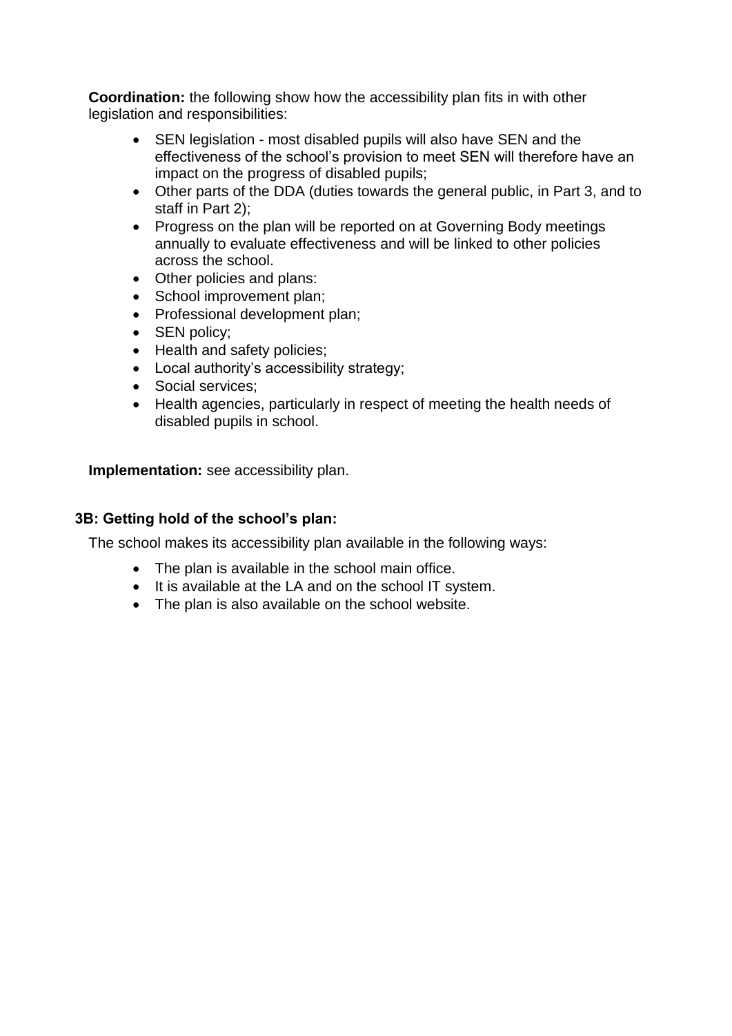**Coordination:** the following show how the accessibility plan fits in with other legislation and responsibilities:

- SEN legislation - most disabled pupils will also have SEN and the effectiveness of the school's provision to meet SEN will therefore have an impact on the progress of disabled pupils;
- Other parts of the DDA (duties towards the general public, in Part 3, and to staff in Part 2);
- Progress on the plan will be reported on at Governing Body meetings annually to evaluate effectiveness and will be linked to other policies across the school.
- Other policies and plans:
- School improvement plan;
- Professional development plan;
- SEN policy;
- Health and safety policies;
- Local authority's accessibility strategy;
- Social services;
- Health agencies, particularly in respect of meeting the health needs of disabled pupils in school.

**Implementation:** see accessibility plan.

### 3B: Getting hold of the school's plan:

The school makes its accessibility plan available in the following ways:

- The plan is available in the school main office.
- It is available at the LA and on the school IT system.
- The plan is also available on the school website.